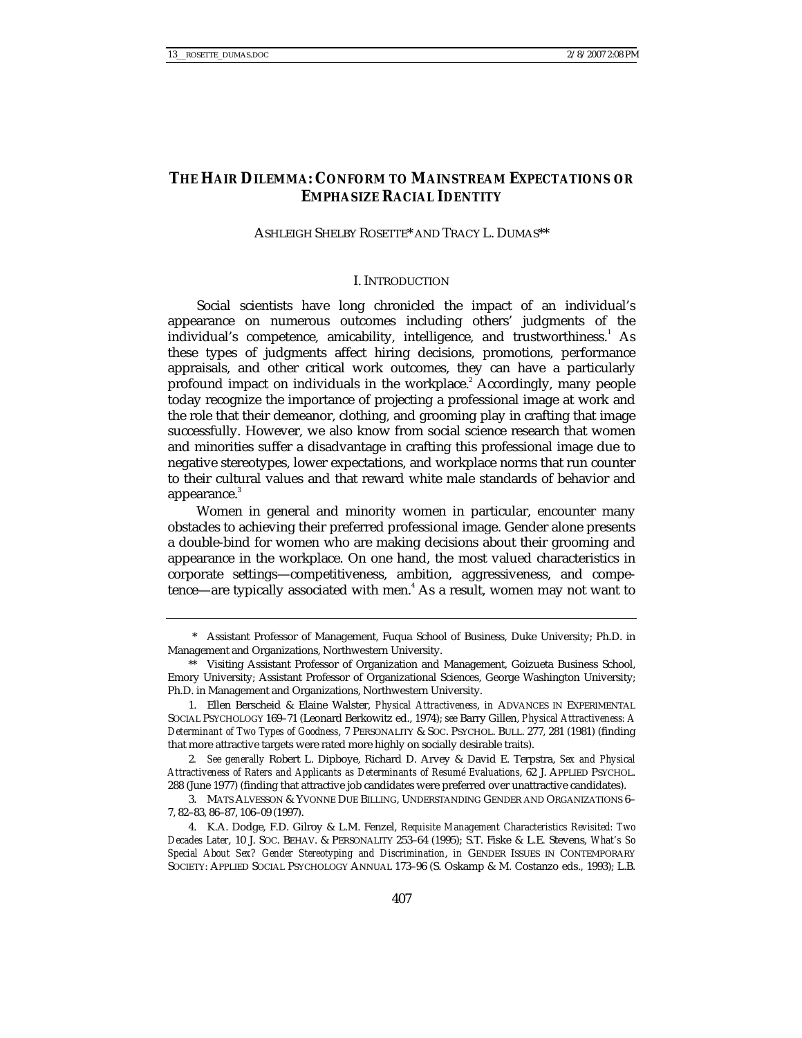# THE HAIR DILEMMA: CONFORM TO MAINSTREAM EXPECTATIONS OR EMPHASIZE RACIAL IDENTITY

ASHLEIGH SHELBY ROSETTE* AND TRACY L. DUMAS**

## I. INTRODUCTION

Social scientists have long chronicled the impact of an individual's appearance on numerous outcomes including others' judgments of the individual's competence, amicability, intelligence, and trustworthiness.[1] As these types of judgments affect hiring decisions, promotions, performance appraisals, and other critical work outcomes, they can have a particularly profound impact on individuals in the workplace.[2] Accordingly, many people today recognize the importance of projecting a professional image at work and the role that their demeanor, clothing, and grooming play in crafting that image successfully. However, we also know from social science research that women and minorities suffer a disadvantage in crafting this professional image due to negative stereotypes, lower expectations, and workplace norms that run counter to their cultural values and that reward white male standards of behavior and appearance.[3]

Women in general and minority women in particular, encounter many obstacles to achieving their preferred professional image. Gender alone presents a double-bind for women who are making decisions about their grooming and appearance in the workplace. On one hand, the most valued characteristics in corporate settings—competitiveness, ambition, aggressiveness, and competence—are typically associated with men.[4] As a result, women may not want to

---

\* Assistant Professor of Management, Fuqua School of Business, Duke University; Ph.D. in Management and Organizations, Northwestern University.

\** Visiting Assistant Professor of Organization and Management, Goizueta Business School, Emory University; Assistant Professor of Organizational Sciences, George Washington University; Ph.D. in Management and Organizations, Northwestern University.

1. Ellen Berscheid & Elaine Walster, *Physical Attractiveness*, *in* ADVANCES IN EXPERIMENTAL SOCIAL PSYCHOLOGY 169–71 (Leonard Berkowitz ed., 1974); *see* Barry Gillen, *Physical Attractiveness: A Determinant of Two Types of Goodness*, 7 PERSONALITY & SOC. PSYCHOL. BULL. 277, 281 (1981) (finding that more attractive targets were rated more highly on socially desirable traits).

2. *See generally* Robert L. Dipboye, Richard D. Arvey & David E. Terpstra, *Sex and Physical Attractiveness of Raters and Applicants as Determinants of Resumé Evaluations*, 62 J. APPLIED PSYCHOL. 288 (June 1977) (finding that attractive job candidates were preferred over unattractive candidates).

3. MATS ALVESSON & YVONNE DUE BILLING, UNDERSTANDING GENDER AND ORGANIZATIONS 6–7, 82–83, 86–87, 106–09 (1997).

4. K.A. Dodge, F.D. Gilroy & L.M. Fenzel, *Requisite Management Characteristics Revisited: Two Decades Later*, 10 J. SOC. BEHAV. & PERSONALITY 253–64 (1995); S.T. Fiske & L.E. Stevens, *What's So Special About Sex? Gender Stereotyping and Discrimination*, *in* GENDER ISSUES IN CONTEMPORARY SOCIETY: APPLIED SOCIAL PSYCHOLOGY ANNUAL 173–96 (S. Oskamp & M. Costanzo eds., 1993); L.B.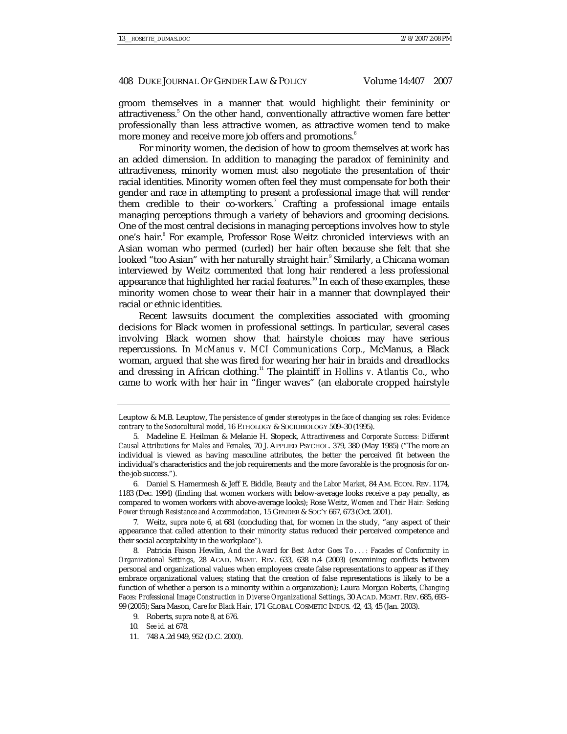groom themselves in a manner that would highlight their femininity or attractiveness.[5] On the other hand, conventionally attractive women fare better professionally than less attractive women, as attractive women tend to make more money and receive more job offers and promotions.[6]

For minority women, the decision of how to groom themselves at work has an added dimension. In addition to managing the paradox of femininity and attractiveness, minority women must also negotiate the presentation of their racial identities. Minority women often feel they must compensate for both their gender and race in attempting to present a professional image that will render them credible to their co-workers.[7] Crafting a professional image entails managing perceptions through a variety of behaviors and grooming decisions. One of the most central decisions in managing perceptions involves how to style one's hair.[8] For example, Professor Rose Weitz chronicled interviews with an Asian woman who permed (curled) her hair often because she felt that she looked "too Asian" with her naturally straight hair.[9] Similarly, a Chicana woman interviewed by Weitz commented that long hair rendered a less professional appearance that highlighted her racial features.[10] In each of these examples, these minority women chose to wear their hair in a manner that downplayed their racial or ethnic identities.

Recent lawsuits document the complexities associated with grooming decisions for Black women in professional settings. In particular, several cases involving Black women show that hairstyle choices may have serious repercussions. In *McManus v. MCI Communications Corp.*, McManus, a Black woman, argued that she was fired for wearing her hair in braids and dreadlocks and dressing in African clothing.[11] The plaintiff in *Hollins v. Atlantis Co.*, who came to work with her hair in "finger waves" (an elaborate cropped hairstyle

---

Leuptow & M.B. Leuptow, *The persistence of gender stereotypes in the face of changing sex roles: Evidence contrary to the Sociocultural model*, 16 ETHOLOGY & SOCIOBIOLOGY 509–30 (1995).

5. Madeline E. Heilman & Melanie H. Stopeck, *Attractiveness and Corporate Success: Different Causal Attributions for Males and Females*, 70 J. APPLIED PSYCHOL. 379, 380 (May 1985) ("The more an individual is viewed as having masculine attributes, the better the perceived fit between the individual's characteristics and the job requirements and the more favorable is the prognosis for on-the-job success.").

6. Daniel S. Hamermesh & Jeff E. Biddle, *Beauty and the Labor Market*, 84 AM. ECON. REV. 1174, 1183 (Dec. 1994) (finding that women workers with below-average looks receive a pay penalty, as compared to women workers with above-average looks); Rose Weitz, *Women and Their Hair: Seeking Power through Resistance and Accommodation*, 15 GENDER & SOC'Y 667, 673 (Oct. 2001).

7. Weitz, *supra* note 6, at 681 (concluding that, for women in the study, "any aspect of their appearance that called attention to their minority status reduced their perceived competence and their social acceptability in the workplace").

8. Patricia Faison Hewlin, *And the Award for Best Actor Goes To . . . : Facades of Conformity in Organizational Settings*, 28 ACAD. MGMT. REV. 633, 638 n.4 (2003) (examining conflicts between personal and organizational values when employees create false representations to appear as if they embrace organizational values; stating that the creation of false representations is likely to be a function of whether a person is a minority within a organization); Laura Morgan Roberts, *Changing Faces: Professional Image Construction in Diverse Organizational Settings*, 30 ACAD. MGMT. REV. 685, 693–99 (2005); Sara Mason, *Care for Black Hair*, 171 GLOBAL COSMETIC INDUS. 42, 43, 45 (Jan. 2003).

9. Roberts, *supra* note 8, at 676.

10. *See id.* at 678.

11. 748 A.2d 949, 952 (D.C. 2000).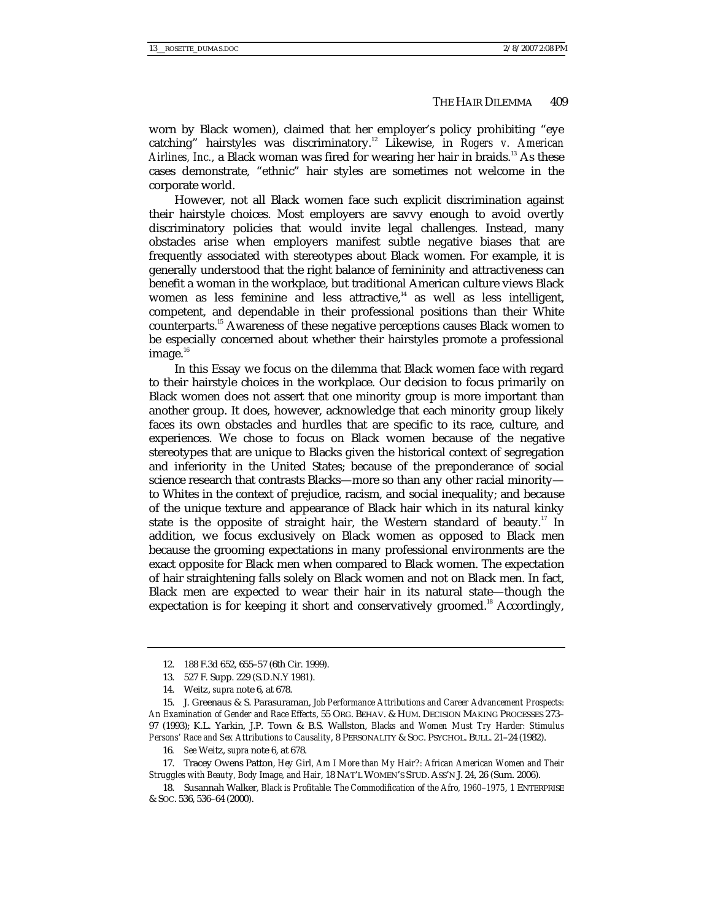worn by Black women), claimed that her employer's policy prohibiting "eye catching" hairstyles was discriminatory.[12] Likewise, in *Rogers v. American Airlines, Inc.*, a Black woman was fired for wearing her hair in braids.[13] As these cases demonstrate, "ethnic" hair styles are sometimes not welcome in the corporate world.

However, not all Black women face such explicit discrimination against their hairstyle choices. Most employers are savvy enough to avoid overtly discriminatory policies that would invite legal challenges. Instead, many obstacles arise when employers manifest subtle negative biases that are frequently associated with stereotypes about Black women. For example, it is generally understood that the right balance of femininity and attractiveness can benefit a woman in the workplace, but traditional American culture views Black women as less feminine and less attractive,[14] as well as less intelligent, competent, and dependable in their professional positions than their White counterparts.[15] Awareness of these negative perceptions causes Black women to be especially concerned about whether their hairstyles promote a professional image.[16]

In this Essay we focus on the dilemma that Black women face with regard to their hairstyle choices in the workplace. Our decision to focus primarily on Black women does not assert that one minority group is more important than another group. It does, however, acknowledge that each minority group likely faces its own obstacles and hurdles that are specific to its race, culture, and experiences. We chose to focus on Black women because of the negative stereotypes that are unique to Blacks given the historical context of segregation and inferiority in the United States; because of the preponderance of social science research that contrasts Blacks—more so than any other racial minority—to Whites in the context of prejudice, racism, and social inequality; and because of the unique texture and appearance of Black hair which in its natural kinky state is the opposite of straight hair, the Western standard of beauty.[17] In addition, we focus exclusively on Black women as opposed to Black men because the grooming expectations in many professional environments are the exact opposite for Black men when compared to Black women. The expectation of hair straightening falls solely on Black women and not on Black men. In fact, Black men are expected to wear their hair in its natural state—though the expectation is for keeping it short and conservatively groomed.[18] Accordingly,

---

12. 188 F.3d 652, 655–57 (6th Cir. 1999).

13. 527 F. Supp. 229 (S.D.N.Y 1981).

14. Weitz, *supra* note 6, at 678.

15. J. Greenaus & S. Parasuraman, *Job Performance Attributions and Career Advancement Prospects: An Examination of Gender and Race Effects*, 55 ORG. BEHAV. & HUM. DECISION MAKING PROCESSES 273–97 (1993); K.L. Yarkin, J.P. Town & B.S. Wallston, *Blacks and Women Must Try Harder: Stimulus Persons' Race and Sex Attributions to Causality*, 8 PERSONALITY & SOC. PSYCHOL. BULL. 21–24 (1982).

16. *See* Weitz, *supra* note 6, at 678.

17. Tracey Owens Patton, *Hey Girl, Am I More than My Hair?: African American Women and Their Struggles with Beauty, Body Image, and Hair*, 18 NAT'L WOMEN'S STUD. ASS'N J. 24, 26 (Sum. 2006).

18. Susannah Walker, *Black is Profitable: The Commodification of the Afro, 1960–1975*, 1 ENTERPRISE & SOC. 536, 536–64 (2000).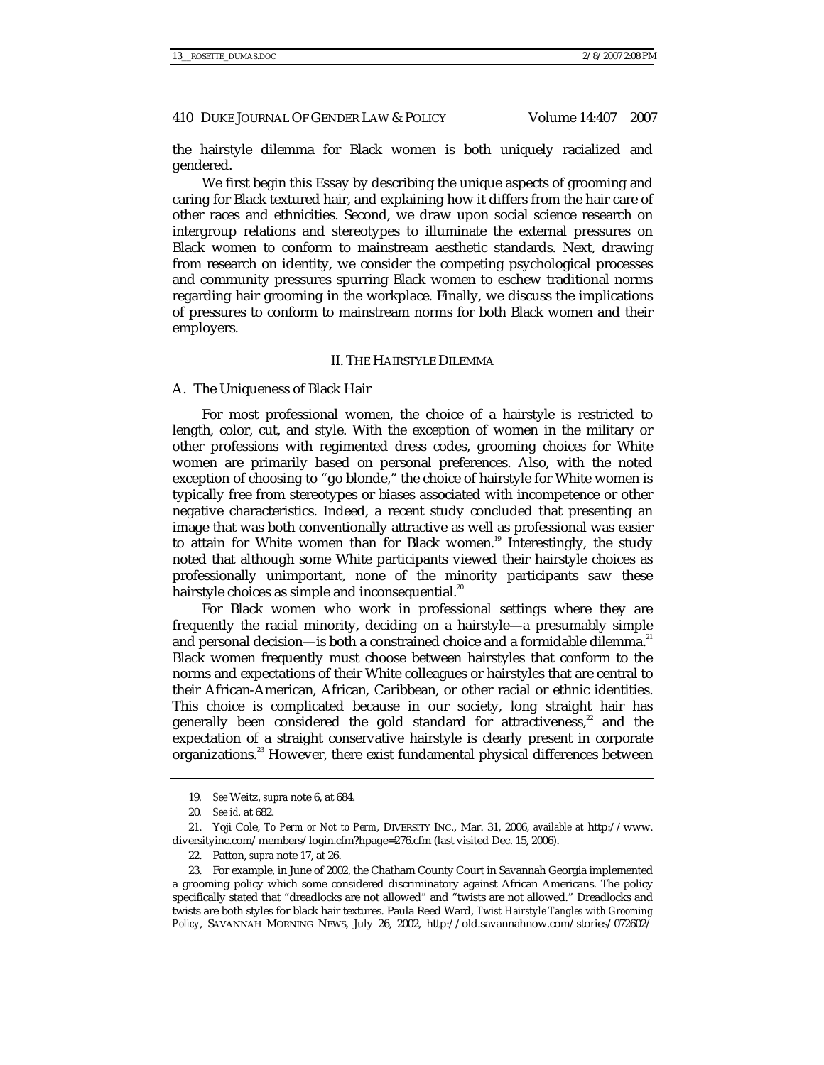the hairstyle dilemma for Black women is both uniquely racialized and gendered.

We first begin this Essay by describing the unique aspects of grooming and caring for Black textured hair, and explaining how it differs from the hair care of other races and ethnicities. Second, we draw upon social science research on intergroup relations and stereotypes to illuminate the external pressures on Black women to conform to mainstream aesthetic standards. Next, drawing from research on identity, we consider the competing psychological processes and community pressures spurring Black women to eschew traditional norms regarding hair grooming in the workplace. Finally, we discuss the implications of pressures to conform to mainstream norms for both Black women and their employers.

## II. THE HAIRSTYLE DILEMMA

### A. The Uniqueness of Black Hair

For most professional women, the choice of a hairstyle is restricted to length, color, cut, and style. With the exception of women in the military or other professions with regimented dress codes, grooming choices for White women are primarily based on personal preferences. Also, with the noted exception of choosing to "go blonde," the choice of hairstyle for White women is typically free from stereotypes or biases associated with incompetence or other negative characteristics. Indeed, a recent study concluded that presenting an image that was both conventionally attractive as well as professional was easier to attain for White women than for Black women.[19] Interestingly, the study noted that although some White participants viewed their hairstyle choices as professionally unimportant, none of the minority participants saw these hairstyle choices as simple and inconsequential.[20]

For Black women who work in professional settings where they are frequently the racial minority, deciding on a hairstyle—a presumably simple and personal decision—is both a constrained choice and a formidable dilemma.[21] Black women frequently must choose between hairstyles that conform to the norms and expectations of their White colleagues or hairstyles that are central to their African-American, African, Caribbean, or other racial or ethnic identities. This choice is complicated because in our society, long straight hair has generally been considered the gold standard for attractiveness,[22] and the expectation of a straight conservative hairstyle is clearly present in corporate organizations.[23] However, there exist fundamental physical differences between

---

19. *See* Weitz, *supra* note 6, at 684.

20. *See id.* at 682.

21. Yoji Cole, *To Perm or Not to Perm*, DIVERSITY INC., Mar. 31, 2006, *available at* http://www.diversityinc.com/members/login.cfm?hpage=276.cfm (last visited Dec. 15, 2006).

22. Patton, *supra* note 17, at 26.

23. For example, in June of 2002, the Chatham County Court in Savannah Georgia implemented a grooming policy which some considered discriminatory against African Americans. The policy specifically stated that "dreadlocks are not allowed" and "twists are not allowed." Dreadlocks and twists are both styles for black hair textures. Paula Reed Ward, *Twist Hairstyle Tangles with Grooming Policy*, SAVANNAH MORNING NEWS, July 26, 2002, http://old.savannahnow.com/stories/072602/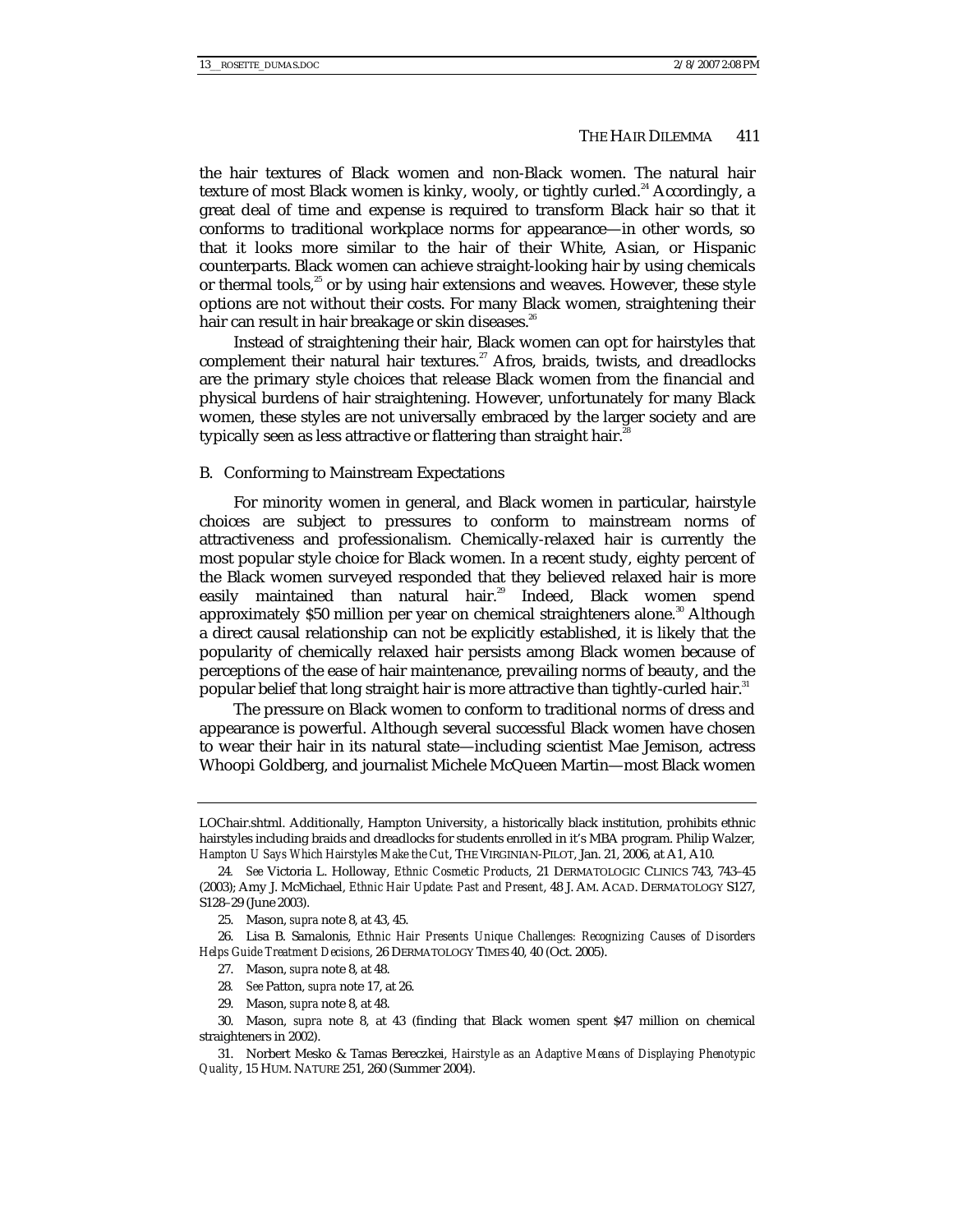the hair textures of Black women and non-Black women. The natural hair texture of most Black women is kinky, wooly, or tightly curled.[24] Accordingly, a great deal of time and expense is required to transform Black hair so that it conforms to traditional workplace norms for appearance—in other words, so that it looks more similar to the hair of their White, Asian, or Hispanic counterparts. Black women can achieve straight-looking hair by using chemicals or thermal tools,[25] or by using hair extensions and weaves. However, these style options are not without their costs. For many Black women, straightening their hair can result in hair breakage or skin diseases.[26]

Instead of straightening their hair, Black women can opt for hairstyles that complement their natural hair textures.[27] Afros, braids, twists, and dreadlocks are the primary style choices that release Black women from the financial and physical burdens of hair straightening. However, unfortunately for many Black women, these styles are not universally embraced by the larger society and are typically seen as less attractive or flattering than straight hair.[28]

### B. Conforming to Mainstream Expectations

For minority women in general, and Black women in particular, hairstyle choices are subject to pressures to conform to mainstream norms of attractiveness and professionalism. Chemically-relaxed hair is currently the most popular style choice for Black women. In a recent study, eighty percent of the Black women surveyed responded that they believed relaxed hair is more easily maintained than natural hair.[29] Indeed, Black women spend approximately $50 million per year on chemical straighteners alone.[30] Although a direct causal relationship can not be explicitly established, it is likely that the popularity of chemically relaxed hair persists among Black women because of perceptions of the ease of hair maintenance, prevailing norms of beauty, and the popular belief that long straight hair is more attractive than tightly-curled hair.[31]

The pressure on Black women to conform to traditional norms of dress and appearance is powerful. Although several successful Black women have chosen to wear their hair in its natural state—including scientist Mae Jemison, actress Whoopi Goldberg, and journalist Michele McQueen Martin—most Black women

---

LOChair.shtml. Additionally, Hampton University, a historically black institution, prohibits ethnic hairstyles including braids and dreadlocks for students enrolled in it's MBA program. Philip Walzer, *Hampton U Says Which Hairstyles Make the Cut*, THE VIRGINIAN-PILOT, Jan. 21, 2006, at A1, A10.

24. *See* Victoria L. Holloway, *Ethnic Cosmetic Products*, 21 DERMATOLOGIC CLINICS 743, 743–45 (2003); Amy J. McMichael, *Ethnic Hair Update: Past and Present*, 48 J. AM. ACAD. DERMATOLOGY S127, S128–29 (June 2003).

25. Mason, *supra* note 8, at 43, 45.

26. Lisa B. Samalonis, *Ethnic Hair Presents Unique Challenges: Recognizing Causes of Disorders Helps Guide Treatment Decisions*, 26 DERMATOLOGY TIMES 40, 40 (Oct. 2005).

27. Mason, *supra* note 8, at 48.

28. *See* Patton, *supra* note 17, at 26.

29. Mason, *supra* note 8, at 48.

30. Mason, *supra* note 8, at 43 (finding that Black women spent $47 million on chemical straighteners in 2002).

31. Norbert Mesko & Tamas Bereczkei, *Hairstyle as an Adaptive Means of Displaying Phenotypic Quality*, 15 HUM. NATURE 251, 260 (Summer 2004).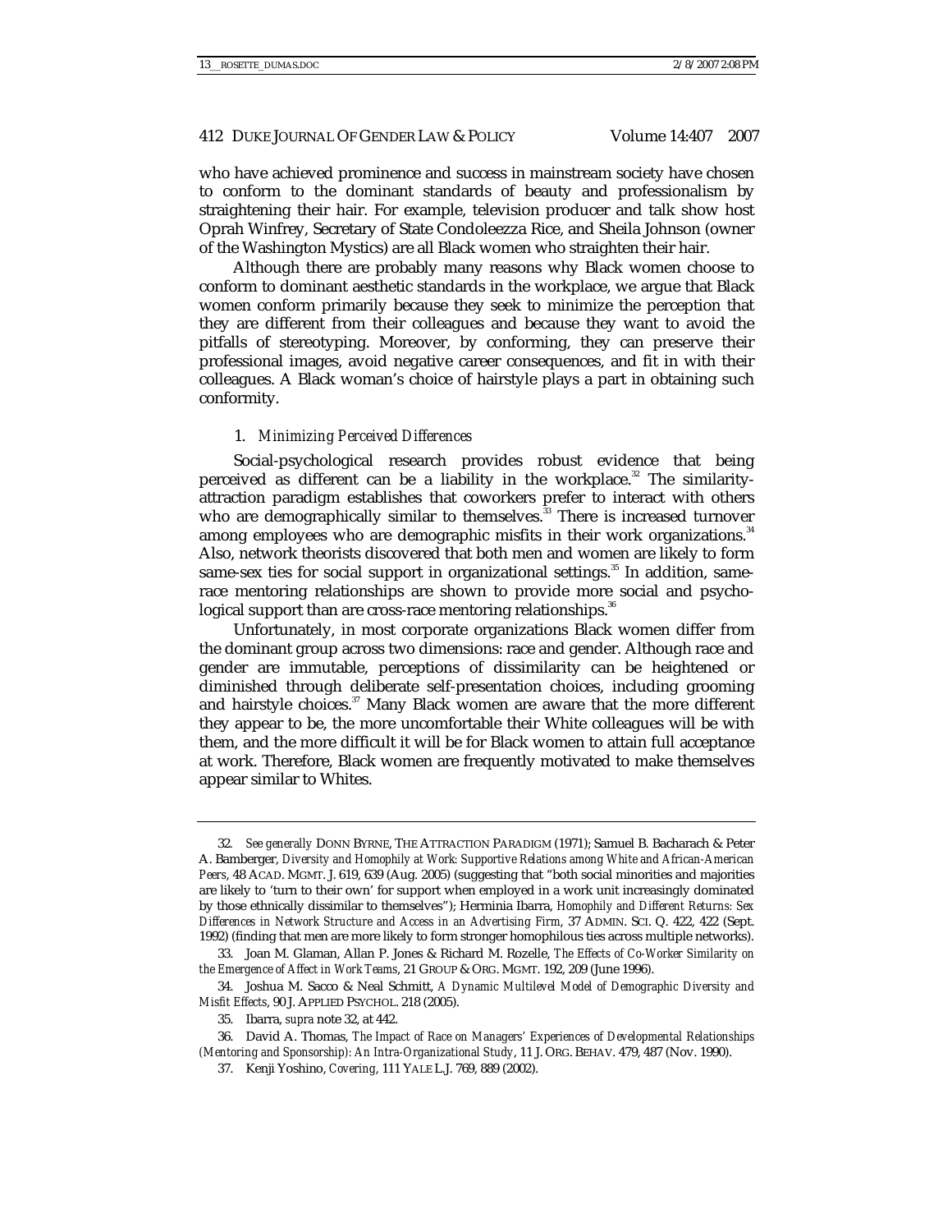who have achieved prominence and success in mainstream society have chosen to conform to the dominant standards of beauty and professionalism by straightening their hair. For example, television producer and talk show host Oprah Winfrey, Secretary of State Condoleezza Rice, and Sheila Johnson (owner of the Washington Mystics) are all Black women who straighten their hair.

Although there are probably many reasons why Black women choose to conform to dominant aesthetic standards in the workplace, we argue that Black women conform primarily because they seek to minimize the perception that they are different from their colleagues and because they want to avoid the pitfalls of stereotyping. Moreover, by conforming, they can preserve their professional images, avoid negative career consequences, and fit in with their colleagues. A Black woman's choice of hairstyle plays a part in obtaining such conformity.

### 1. *Minimizing Perceived Differences*

Social-psychological research provides robust evidence that being perceived as different can be a liability in the workplace.[32] The similarity-attraction paradigm establishes that coworkers prefer to interact with others who are demographically similar to themselves.[33] There is increased turnover among employees who are demographic misfits in their work organizations.[34] Also, network theorists discovered that both men and women are likely to form same-sex ties for social support in organizational settings.[35] In addition, same-race mentoring relationships are shown to provide more social and psychological support than are cross-race mentoring relationships.[36]

Unfortunately, in most corporate organizations Black women differ from the dominant group across two dimensions: race and gender. Although race and gender are immutable, perceptions of dissimilarity can be heightened or diminished through deliberate self-presentation choices, including grooming and hairstyle choices.[37] Many Black women are aware that the more different they appear to be, the more uncomfortable their White colleagues will be with them, and the more difficult it will be for Black women to attain full acceptance at work. Therefore, Black women are frequently motivated to make themselves appear similar to Whites.

---

32. *See generally* DONN BYRNE, THE ATTRACTION PARADIGM (1971); Samuel B. Bacharach & Peter A. Bamberger, *Diversity and Homophily at Work: Supportive Relations among White and African-American Peers*, 48 ACAD. MGMT. J. 619, 639 (Aug. 2005) (suggesting that "both social minorities and majorities are likely to 'turn to their own' for support when employed in a work unit increasingly dominated by those ethnically dissimilar to themselves"); Herminia Ibarra, *Homophily and Different Returns: Sex Differences in Network Structure and Access in an Advertising Firm*, 37 ADMIN. SCI. Q. 422, 422 (Sept. 1992) (finding that men are more likely to form stronger homophilous ties across multiple networks).

33. Joan M. Glaman, Allan P. Jones & Richard M. Rozelle, *The Effects of Co-Worker Similarity on the Emergence of Affect in Work Teams*, 21 GROUP & ORG. MGMT. 192, 209 (June 1996).

34. Joshua M. Sacco & Neal Schmitt, *A Dynamic Multilevel Model of Demographic Diversity and Misfit Effects*, 90 J. APPLIED PSYCHOL. 218 (2005).

35. Ibarra, *supra* note 32, at 442.

36. David A. Thomas, *The Impact of Race on Managers' Experiences of Developmental Relationships (Mentoring and Sponsorship): An Intra-Organizational Study*, 11 J. ORG. BEHAV. 479, 487 (Nov. 1990).

37. Kenji Yoshino, *Covering*, 111 YALE L.J. 769, 889 (2002).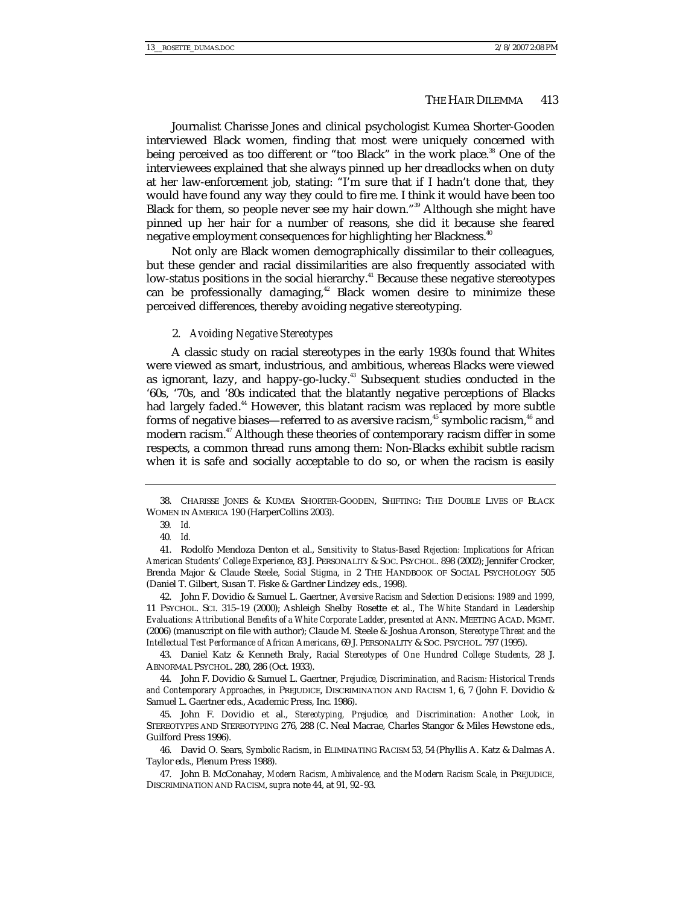Journalist Charisse Jones and clinical psychologist Kumea Shorter-Gooden interviewed Black women, finding that most were uniquely concerned with being perceived as too different or "too Black" in the work place.[38] One of the interviewees explained that she always pinned up her dreadlocks when on duty at her law-enforcement job, stating: "I'm sure that if I hadn't done that, they would have found any way they could to fire me. I think it would have been too Black for them, so people never see my hair down."[39] Although she might have pinned up her hair for a number of reasons, she did it because she feared negative employment consequences for highlighting her Blackness.[40]

Not only are Black women demographically dissimilar to their colleagues, but these gender and racial dissimilarities are also frequently associated with low-status positions in the social hierarchy.[41] Because these negative stereotypes can be professionally damaging,[42] Black women desire to minimize these perceived differences, thereby avoiding negative stereotyping.

### 2. *Avoiding Negative Stereotypes*

A classic study on racial stereotypes in the early 1930s found that Whites were viewed as smart, industrious, and ambitious, whereas Blacks were viewed as ignorant, lazy, and happy-go-lucky.[43] Subsequent studies conducted in the '60s, '70s, and '80s indicated that the blatantly negative perceptions of Blacks had largely faded.[44] However, this blatant racism was replaced by more subtle forms of negative biases—referred to as aversive racism,[45] symbolic racism,[46] and modern racism.[47] Although these theories of contemporary racism differ in some respects, a common thread runs among them: Non-Blacks exhibit subtle racism when it is safe and socially acceptable to do so, or when the racism is easily

---

38. CHARISSE JONES & KUMEA SHORTER-GOODEN, SHIFTING: THE DOUBLE LIVES OF BLACK WOMEN IN AMERICA 190 (HarperCollins 2003).

39. *Id.*

40. *Id.*

41. Rodolfo Mendoza Denton et al., *Sensitivity to Status-Based Rejection: Implications for African American Students' College Experience*, 83 J. PERSONALITY & SOC. PSYCHOL. 898 (2002); Jennifer Crocker, Brenda Major & Claude Steele, *Social Stigma*, *in* 2 THE HANDBOOK OF SOCIAL PSYCHOLOGY 505 (Daniel T. Gilbert, Susan T. Fiske & Gardner Lindzey eds., 1998).

42. John F. Dovidio & Samuel L. Gaertner, *Aversive Racism and Selection Decisions: 1989 and 1999*, 11 PSYCHOL. SCI. 315–19 (2000); Ashleigh Shelby Rosette et al., *The White Standard in Leadership Evaluations: Attributional Benefits of a White Corporate Ladder*, *presented at* ANN. MEETING ACAD. MGMT. (2006) (manuscript on file with author); Claude M. Steele & Joshua Aronson, *Stereotype Threat and the Intellectual Test Performance of African Americans*, 69 J. PERSONALITY & SOC. PSYCHOL. 797 (1995).

43. Daniel Katz & Kenneth Braly, *Racial Stereotypes of One Hundred College Students*, 28 J. ABNORMAL PSYCHOL. 280, 286 (Oct. 1933).

44. John F. Dovidio & Samuel L. Gaertner, *Prejudice, Discrimination, and Racism: Historical Trends and Contemporary Approaches*, *in* PREJUDICE, DISCRIMINATION AND RACISM 1, 6, 7 (John F. Dovidio & Samuel L. Gaertner eds., Academic Press, Inc. 1986).

45. John F. Dovidio et al., *Stereotyping, Prejudice, and Discrimination: Another Look*, *in* STEREOTYPES AND STEREOTYPING 276, 288 (C. Neal Macrae, Charles Stangor & Miles Hewstone eds., Guilford Press 1996).

46. David O. Sears, *Symbolic Racism*, *in* ELIMINATING RACISM 53, 54 (Phyllis A. Katz & Dalmas A. Taylor eds., Plenum Press 1988).

47. John B. McConahay, *Modern Racism, Ambivalence, and the Modern Racism Scale*, *in* PREJUDICE, DISCRIMINATION AND RACISM, *supra* note 44, at 91, 92–93.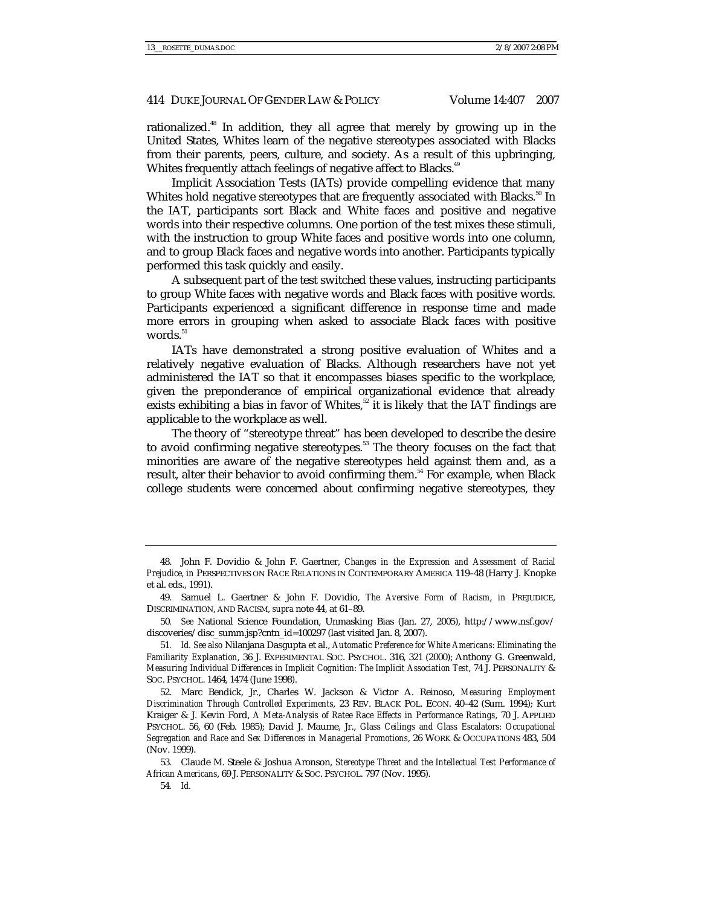rationalized.[48] In addition, they all agree that merely by growing up in the United States, Whites learn of the negative stereotypes associated with Blacks from their parents, peers, culture, and society. As a result of this upbringing, Whites frequently attach feelings of negative affect to Blacks.[49]

Implicit Association Tests (IATs) provide compelling evidence that many Whites hold negative stereotypes that are frequently associated with Blacks.[50] In the IAT, participants sort Black and White faces and positive and negative words into their respective columns. One portion of the test mixes these stimuli, with the instruction to group White faces and positive words into one column, and to group Black faces and negative words into another. Participants typically performed this task quickly and easily.

A subsequent part of the test switched these values, instructing participants to group White faces with negative words and Black faces with positive words. Participants experienced a significant difference in response time and made more errors in grouping when asked to associate Black faces with positive words.[51]

IATs have demonstrated a strong positive evaluation of Whites and a relatively negative evaluation of Blacks. Although researchers have not yet administered the IAT so that it encompasses biases specific to the workplace, given the preponderance of empirical organizational evidence that already exists exhibiting a bias in favor of Whites,[52] it is likely that the IAT findings are applicable to the workplace as well.

The theory of "stereotype threat" has been developed to describe the desire to avoid confirming negative stereotypes.[53] The theory focuses on the fact that minorities are aware of the negative stereotypes held against them and, as a result, alter their behavior to avoid confirming them.[54] For example, when Black college students were concerned about confirming negative stereotypes, they

---

48. John F. Dovidio & John F. Gaertner, *Changes in the Expression and Assessment of Racial Prejudice*, *in* PERSPECTIVES ON RACE RELATIONS IN CONTEMPORARY AMERICA 119–48 (Harry J. Knopke et al. eds., 1991).

49. Samuel L. Gaertner & John F. Dovidio, *The Aversive Form of Racism*, *in* PREJUDICE, DISCRIMINATION, AND RACISM, *supra* note 44, at 61–89.

50. *See* National Science Foundation, Unmasking Bias (Jan. 27, 2005), http://www.nsf.gov/discoveries/disc_summ.jsp?cntn_id=100297 (last visited Jan. 8, 2007).

51. *Id. See also* Nilanjana Dasgupta et al., *Automatic Preference for White Americans: Eliminating the Familiarity Explanation*, 36 J. EXPERIMENTAL SOC. PSYCHOL. 316, 321 (2000); Anthony G. Greenwald, *Measuring Individual Differences in Implicit Cognition: The Implicit Association Test*, 74 J. PERSONALITY & SOC. PSYCHOL. 1464, 1474 (June 1998).

52. Marc Bendick, Jr., Charles W. Jackson & Victor A. Reinoso, *Measuring Employment Discrimination Through Controlled Experiments*, 23 REV. BLACK POL. ECON. 40–42 (Sum. 1994); Kurt Kraiger & J. Kevin Ford, *A Meta-Analysis of Ratee Race Effects in Performance Ratings*, 70 J. APPLIED PSYCHOL. 56, 60 (Feb. 1985); David J. Maume, Jr., *Glass Ceilings and Glass Escalators: Occupational Segregation and Race and Sex Differences in Managerial Promotions*, 26 WORK & OCCUPATIONS 483, 504 (Nov. 1999).

53. Claude M. Steele & Joshua Aronson, *Stereotype Threat and the Intellectual Test Performance of African Americans*, 69 J. PERSONALITY & SOC. PSYCHOL. 797 (Nov. 1995).

54. *Id.*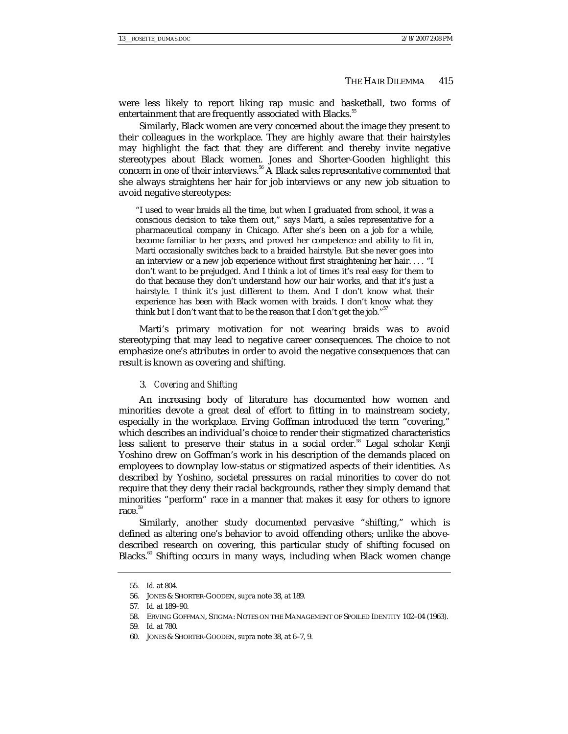were less likely to report liking rap music and basketball, two forms of entertainment that are frequently associated with Blacks.[55]

Similarly, Black women are very concerned about the image they present to their colleagues in the workplace. They are highly aware that their hairstyles may highlight the fact that they are different and thereby invite negative stereotypes about Black women. Jones and Shorter-Gooden highlight this concern in one of their interviews.[56] A Black sales representative commented that she always straightens her hair for job interviews or any new job situation to avoid negative stereotypes:

> "I used to wear braids all the time, but when I graduated from school, it was a conscious decision to take them out," says Marti, a sales representative for a pharmaceutical company in Chicago. After she's been on a job for a while, become familiar to her peers, and proved her competence and ability to fit in, Marti occasionally switches back to a braided hairstyle. But she never goes into an interview or a new job experience without first straightening her hair. . . . "I don't want to be prejudged. And I think a lot of times it's real easy for them to do that because they don't understand how our hair works, and that it's just a hairstyle. I think it's just different to them. And I don't know what their experience has been with Black women with braids. I don't know what they think but I don't want that to be the reason that I don't get the job."[57]

Marti's primary motivation for not wearing braids was to avoid stereotyping that may lead to negative career consequences. The choice to not emphasize one's attributes in order to avoid the negative consequences that can result is known as covering and shifting.

### 3. *Covering and Shifting*

An increasing body of literature has documented how women and minorities devote a great deal of effort to fitting in to mainstream society, especially in the workplace. Erving Goffman introduced the term "covering," which describes an individual's choice to render their stigmatized characteristics less salient to preserve their status in a social order.[58] Legal scholar Kenji Yoshino drew on Goffman's work in his description of the demands placed on employees to downplay low-status or stigmatized aspects of their identities. As described by Yoshino, societal pressures on racial minorities to cover do not require that they deny their racial backgrounds, rather they simply demand that minorities "perform" race in a manner that makes it easy for others to ignore race.[59]

Similarly, another study documented pervasive "shifting," which is defined as altering one's behavior to avoid offending others; unlike the above-described research on covering, this particular study of shifting focused on Blacks.[60] Shifting occurs in many ways, including when Black women change

---

55. *Id.* at 804.

56. JONES & SHORTER-GOODEN, *supra* note 38, at 189.

57. *Id.* at 189–90.

58. ERVING GOFFMAN, STIGMA: NOTES ON THE MANAGEMENT OF SPOILED IDENTITY 102–04 (1963).

59. *Id.* at 780.

60. JONES & SHORTER-GOODEN, *supra* note 38, at 6–7, 9.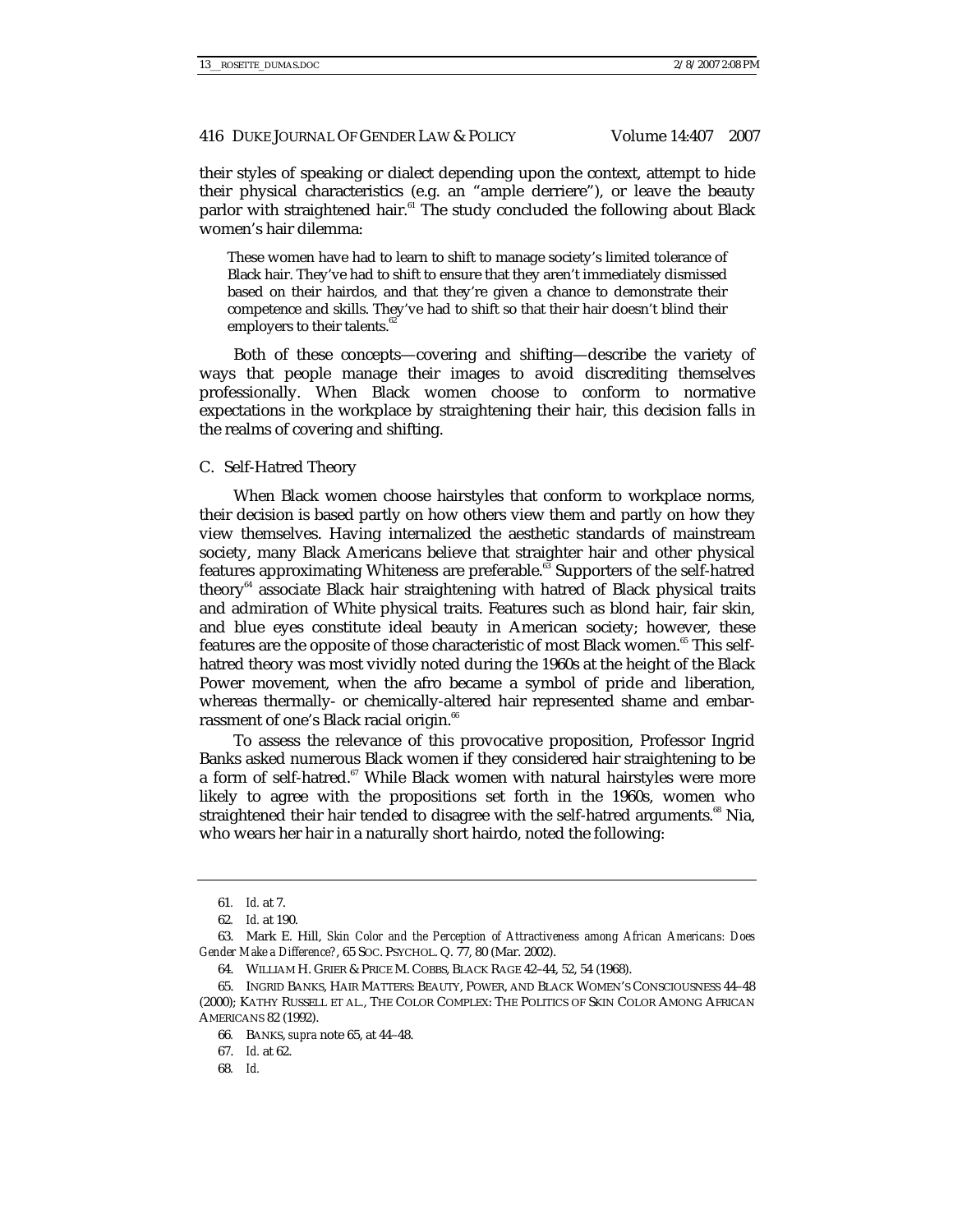their styles of speaking or dialect depending upon the context, attempt to hide their physical characteristics (e.g. an "ample derriere"), or leave the beauty parlor with straightened hair.[61] The study concluded the following about Black women's hair dilemma:

> These women have had to learn to shift to manage society's limited tolerance of Black hair. They've had to shift to ensure that they aren't immediately dismissed based on their hairdos, and that they're given a chance to demonstrate their competence and skills. They've had to shift so that their hair doesn't blind their employers to their talents.[62]

Both of these concepts—covering and shifting—describe the variety of ways that people manage their images to avoid discrediting themselves professionally. When Black women choose to conform to normative expectations in the workplace by straightening their hair, this decision falls in the realms of covering and shifting.

### C. Self-Hatred Theory

When Black women choose hairstyles that conform to workplace norms, their decision is based partly on how others view them and partly on how they view themselves. Having internalized the aesthetic standards of mainstream society, many Black Americans believe that straighter hair and other physical features approximating Whiteness are preferable.[63] Supporters of the self-hatred theory[64] associate Black hair straightening with hatred of Black physical traits and admiration of White physical traits. Features such as blond hair, fair skin, and blue eyes constitute ideal beauty in American society; however, these features are the opposite of those characteristic of most Black women.[65] This self-hatred theory was most vividly noted during the 1960s at the height of the Black Power movement, when the afro became a symbol of pride and liberation, whereas thermally- or chemically-altered hair represented shame and embarrassment of one's Black racial origin.[66]

To assess the relevance of this provocative proposition, Professor Ingrid Banks asked numerous Black women if they considered hair straightening to be a form of self-hatred.[67] While Black women with natural hairstyles were more likely to agree with the propositions set forth in the 1960s, women who straightened their hair tended to disagree with the self-hatred arguments.[68] Nia, who wears her hair in a naturally short hairdo, noted the following:

---

61. *Id.* at 7.

62. *Id.* at 190.

63. Mark E. Hill, *Skin Color and the Perception of Attractiveness among African Americans: Does Gender Make a Difference?*, 65 SOC. PSYCHOL. Q. 77, 80 (Mar. 2002).

64. WILLIAM H. GRIER & PRICE M. COBBS, BLACK RAGE 42–44, 52, 54 (1968).

65. INGRID BANKS, HAIR MATTERS: BEAUTY, POWER, AND BLACK WOMEN'S CONSCIOUSNESS 44–48 (2000); KATHY RUSSELL ET AL., THE COLOR COMPLEX: THE POLITICS OF SKIN COLOR AMONG AFRICAN AMERICANS 82 (1992).

66. BANKS, *supra* note 65, at 44–48.

67. *Id.* at 62.

68. *Id.*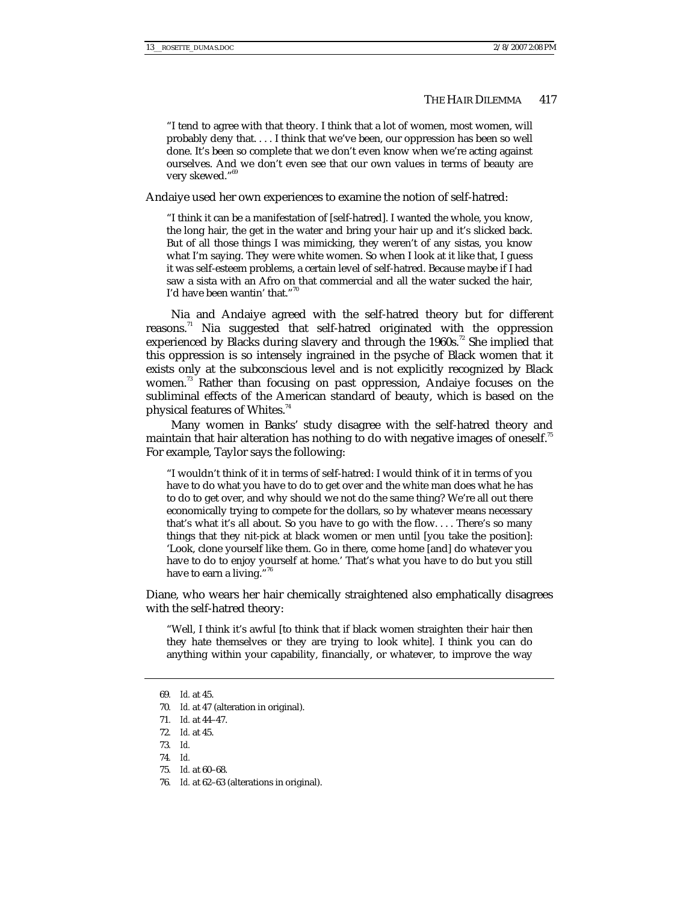> "I tend to agree with that theory. I think that a lot of women, most women, will probably deny that. . . . I think that we've been, our oppression has been so well done. It's been so complete that we don't even know when we're acting against ourselves. And we don't even see that our own values in terms of beauty are very skewed."[69]

Andaiye used her own experiences to examine the notion of self-hatred:

> "I think it can be a manifestation of [self-hatred]. I wanted the whole, you know, the long hair, the get in the water and bring your hair up and it's slicked back. But of all those things I was mimicking, they weren't of any sistas, you know what I'm saying. They were white women. So when I look at it like that, I guess it was self-esteem problems, a certain level of self-hatred. Because maybe if I had saw a sista with an Afro on that commercial and all the water sucked the hair, I'd have been wantin' that."[70]

Nia and Andaiye agreed with the self-hatred theory but for different reasons.[71] Nia suggested that self-hatred originated with the oppression experienced by Blacks during slavery and through the 1960s.[72] She implied that this oppression is so intensely ingrained in the psyche of Black women that it exists only at the subconscious level and is not explicitly recognized by Black women.[73] Rather than focusing on past oppression, Andaiye focuses on the subliminal effects of the American standard of beauty, which is based on the physical features of Whites.[74]

Many women in Banks' study disagree with the self-hatred theory and maintain that hair alteration has nothing to do with negative images of oneself.[75] For example, Taylor says the following:

> "I wouldn't think of it in terms of self-hatred: I would think of it in terms of you have to do what you have to do to get over and the white man does what he has to do to get over, and why should we not do the same thing? We're all out there economically trying to compete for the dollars, so by whatever means necessary that's what it's all about. So you have to go with the flow. . . . There's so many things that they nit-pick at black women or men until [you take the position]: 'Look, clone yourself like them. Go in there, come home [and] do whatever you have to do to enjoy yourself at home.' That's what you have to do but you still have to earn a living."[76]

Diane, who wears her hair chemically straightened also emphatically disagrees with the self-hatred theory:

> "Well, I think it's awful [to think that if black women straighten their hair then they hate themselves or they are trying to look white]. I think you can do anything within your capability, financially, or whatever, to improve the way

---

69. *Id.* at 45.
70. *Id.* at 47 (alteration in original).
71. *Id.* at 44–47.
72. *Id.* at 45.
73. *Id.*
74. *Id.*
75. *Id.* at 60–68.
76. *Id.* at 62–63 (alterations in original).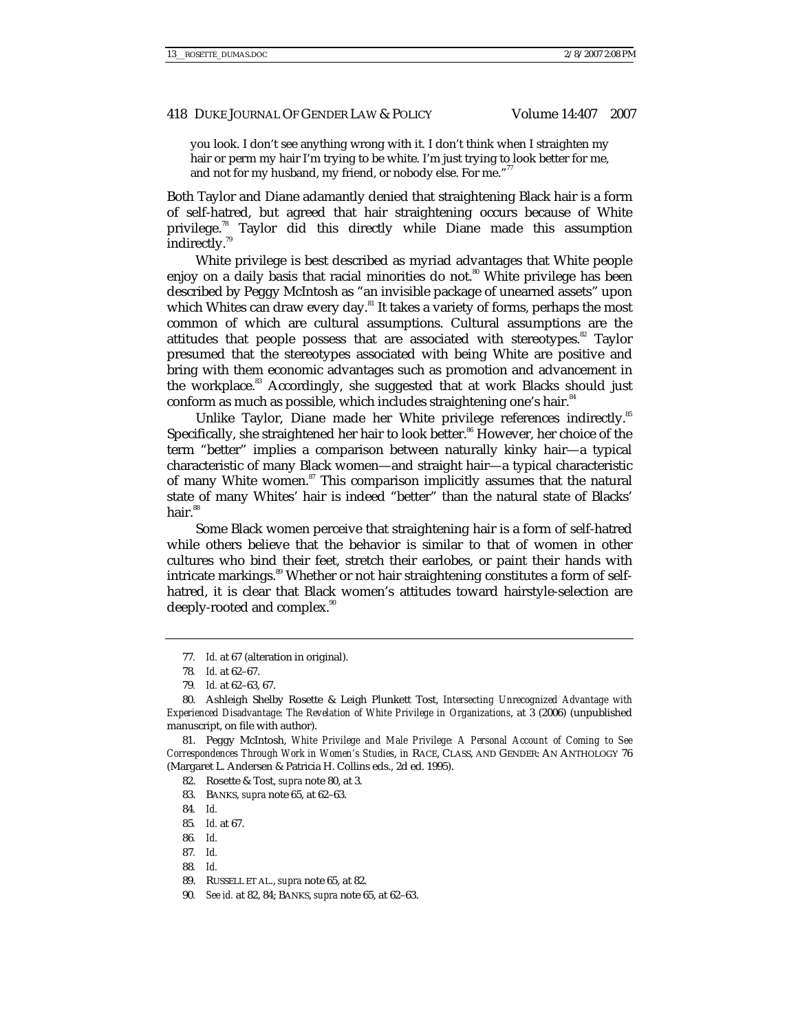> you look. I don't see anything wrong with it. I don't think when I straighten my hair or perm my hair I'm trying to be white. I'm just trying to look better for me, and not for my husband, my friend, or nobody else. For me."[77]

Both Taylor and Diane adamantly denied that straightening Black hair is a form of self-hatred, but agreed that hair straightening occurs because of White privilege.[78] Taylor did this directly while Diane made this assumption indirectly.[79]

White privilege is best described as myriad advantages that White people enjoy on a daily basis that racial minorities do not.[80] White privilege has been described by Peggy McIntosh as "an invisible package of unearned assets" upon which Whites can draw every day.[81] It takes a variety of forms, perhaps the most common of which are cultural assumptions. Cultural assumptions are the attitudes that people possess that are associated with stereotypes.[82] Taylor presumed that the stereotypes associated with being White are positive and bring with them economic advantages such as promotion and advancement in the workplace.[83] Accordingly, she suggested that at work Blacks should just conform as much as possible, which includes straightening one's hair.[84]

Unlike Taylor, Diane made her White privilege references indirectly.[85] Specifically, she straightened her hair to look better.[86] However, her choice of the term "better" implies a comparison between naturally kinky hair—a typical characteristic of many Black women—and straight hair—a typical characteristic of many White women.[87] This comparison implicitly assumes that the natural state of many Whites' hair is indeed "better" than the natural state of Blacks' hair.[88]

Some Black women perceive that straightening hair is a form of self-hatred while others believe that the behavior is similar to that of women in other cultures who bind their feet, stretch their earlobes, or paint their hands with intricate markings.[89] Whether or not hair straightening constitutes a form of self-hatred, it is clear that Black women's attitudes toward hairstyle-selection are deeply-rooted and complex.[90]

---

77. *Id.* at 67 (alteration in original).

78. *Id.* at 62–67.

79. *Id.* at 62–63, 67.

80. Ashleigh Shelby Rosette & Leigh Plunkett Tost, *Intersecting Unrecognized Advantage with Experienced Disadvantage: The Revelation of White Privilege in Organizations*, at 3 (2006) (unpublished manuscript, on file with author).

81. Peggy McIntosh, *White Privilege and Male Privilege: A Personal Account of Coming to See Correspondences Through Work in Women's Studies*, *in* RACE, CLASS, AND GENDER: AN ANTHOLOGY 76 (Margaret L. Andersen & Patricia H. Collins eds., 2d ed. 1995).

82. Rosette & Tost, *supra* note 80, at 3.

83. BANKS, *supra* note 65, at 62–63.

84. *Id.*

85. *Id.* at 67.

86. *Id.*

87. *Id.*

88. *Id.*

89. RUSSELL ET AL., *supra* note 65, at 82.

90. *See id.* at 82, 84; BANKS, *supra* note 65, at 62–63.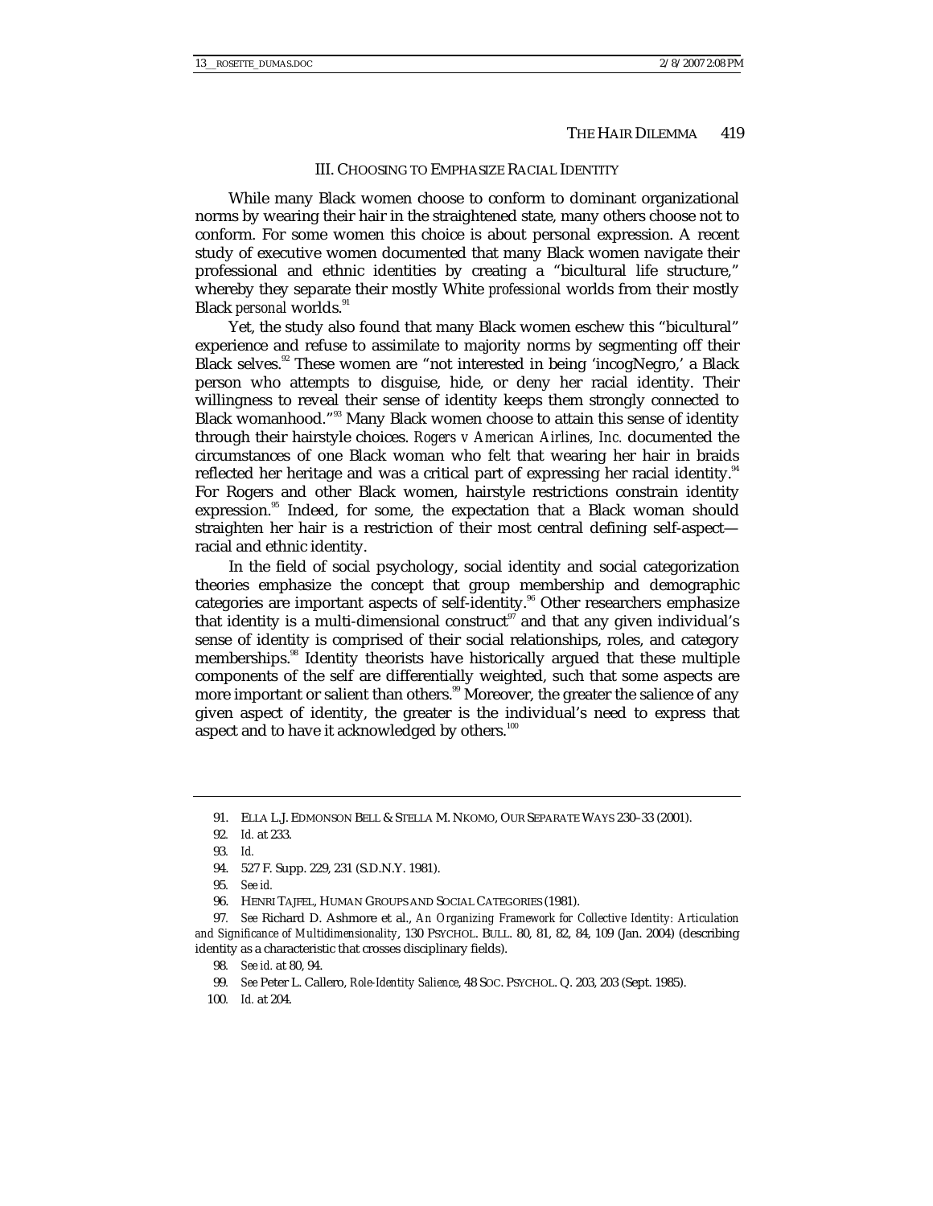## III. CHOOSING TO EMPHASIZE RACIAL IDENTITY

While many Black women choose to conform to dominant organizational norms by wearing their hair in the straightened state, many others choose not to conform. For some women this choice is about personal expression. A recent study of executive women documented that many Black women navigate their professional and ethnic identities by creating a "bicultural life structure," whereby they separate their mostly White *professional* worlds from their mostly Black *personal* worlds.[91]

Yet, the study also found that many Black women eschew this "bicultural" experience and refuse to assimilate to majority norms by segmenting off their Black selves.[92] These women are "not interested in being 'incogNegro,' a Black person who attempts to disguise, hide, or deny her racial identity. Their willingness to reveal their sense of identity keeps them strongly connected to Black womanhood."[93] Many Black women choose to attain this sense of identity through their hairstyle choices. *Rogers v American Airlines, Inc.* documented the circumstances of one Black woman who felt that wearing her hair in braids reflected her heritage and was a critical part of expressing her racial identity.[94] For Rogers and other Black women, hairstyle restrictions constrain identity expression.[95] Indeed, for some, the expectation that a Black woman should straighten her hair is a restriction of their most central defining self-aspect—racial and ethnic identity.

In the field of social psychology, social identity and social categorization theories emphasize the concept that group membership and demographic categories are important aspects of self-identity.[96] Other researchers emphasize that identity is a multi-dimensional construct[97] and that any given individual's sense of identity is comprised of their social relationships, roles, and category memberships.[98] Identity theorists have historically argued that these multiple components of the self are differentially weighted, such that some aspects are more important or salient than others.[99] Moreover, the greater the salience of any given aspect of identity, the greater is the individual's need to express that aspect and to have it acknowledged by others.[100]

---

91. ELLA L.J. EDMONSON BELL & STELLA M. NKOMO, OUR SEPARATE WAYS 230–33 (2001).

92. *Id.* at 233.

93. *Id.*

94. 527 F. Supp. 229, 231 (S.D.N.Y. 1981).

95. *See id.*

96. HENRI TAJFEL, HUMAN GROUPS AND SOCIAL CATEGORIES (1981).

97. *See* Richard D. Ashmore et al., *An Organizing Framework for Collective Identity: Articulation and Significance of Multidimensionality*, 130 PSYCHOL. BULL. 80, 81, 82, 84, 109 (Jan. 2004) (describing identity as a characteristic that crosses disciplinary fields).

98. *See id.* at 80, 94.

99. *See* Peter L. Callero, *Role-Identity Salience*, 48 SOC. PSYCHOL. Q. 203, 203 (Sept. 1985).

100. *Id.* at 204.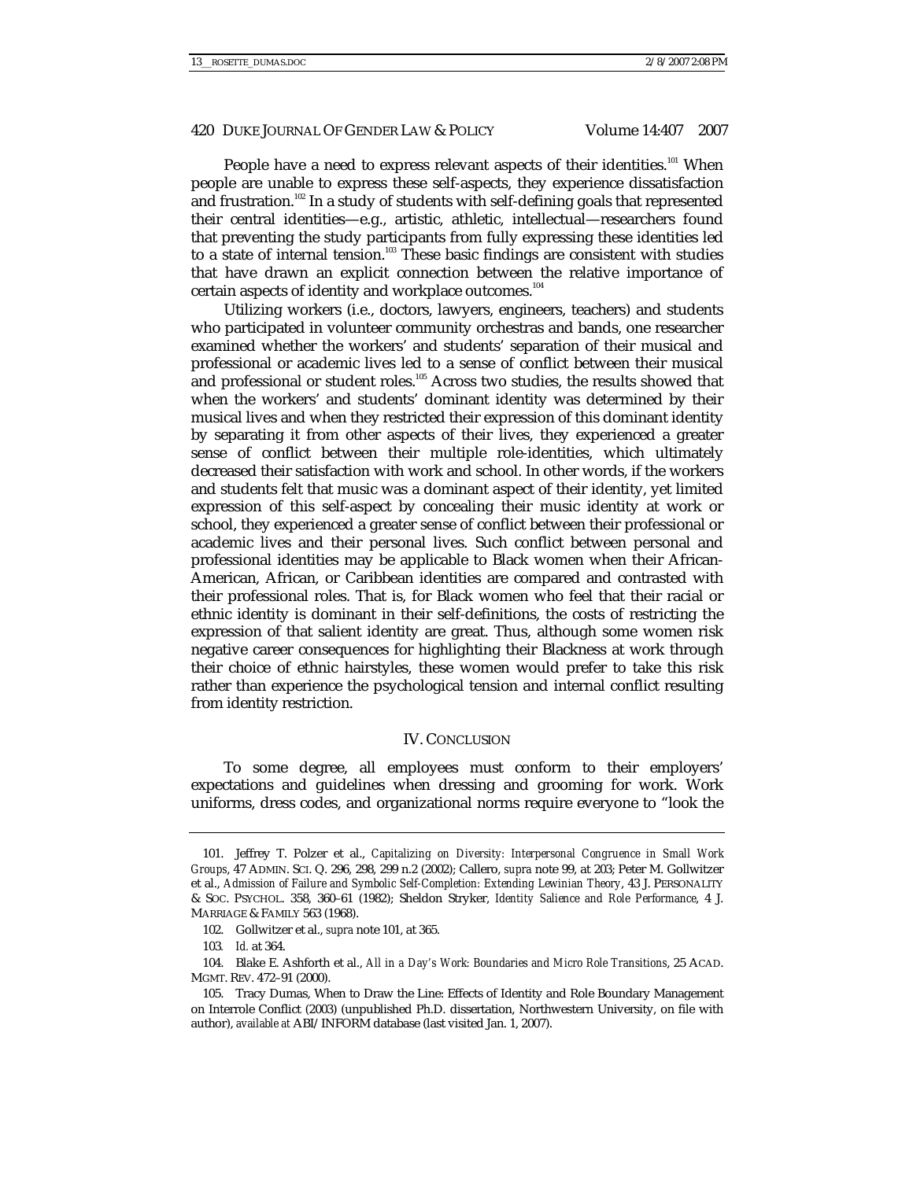People have a need to express relevant aspects of their identities.[101] When people are unable to express these self-aspects, they experience dissatisfaction and frustration.[102] In a study of students with self-defining goals that represented their central identities—e.g., artistic, athletic, intellectual—researchers found that preventing the study participants from fully expressing these identities led to a state of internal tension.[103] These basic findings are consistent with studies that have drawn an explicit connection between the relative importance of certain aspects of identity and workplace outcomes.[104]

Utilizing workers (i.e., doctors, lawyers, engineers, teachers) and students who participated in volunteer community orchestras and bands, one researcher examined whether the workers' and students' separation of their musical and professional or academic lives led to a sense of conflict between their musical and professional or student roles.[105] Across two studies, the results showed that when the workers' and students' dominant identity was determined by their musical lives and when they restricted their expression of this dominant identity by separating it from other aspects of their lives, they experienced a greater sense of conflict between their multiple role-identities, which ultimately decreased their satisfaction with work and school. In other words, if the workers and students felt that music was a dominant aspect of their identity, yet limited expression of this self-aspect by concealing their music identity at work or school, they experienced a greater sense of conflict between their professional or academic lives and their personal lives. Such conflict between personal and professional identities may be applicable to Black women when their African-American, African, or Caribbean identities are compared and contrasted with their professional roles. That is, for Black women who feel that their racial or ethnic identity is dominant in their self-definitions, the costs of restricting the expression of that salient identity are great. Thus, although some women risk negative career consequences for highlighting their Blackness at work through their choice of ethnic hairstyles, these women would prefer to take this risk rather than experience the psychological tension and internal conflict resulting from identity restriction.

## IV. CONCLUSION

To some degree, all employees must conform to their employers' expectations and guidelines when dressing and grooming for work. Work uniforms, dress codes, and organizational norms require everyone to "look the

---

101. Jeffrey T. Polzer et al., *Capitalizing on Diversity: Interpersonal Congruence in Small Work Groups*, 47 ADMIN. SCI. Q. 296, 298, 299 n.2 (2002); Callero, *supra* note 99, at 203; Peter M. Gollwitzer et al., *Admission of Failure and Symbolic Self-Completion: Extending Lewinian Theory*, 43 J. PERSONALITY & SOC. PSYCHOL. 358, 360–61 (1982); Sheldon Stryker, *Identity Salience and Role Performance*, 4 J. MARRIAGE & FAMILY 563 (1968).

102. Gollwitzer et al., *supra* note 101, at 365.

103. *Id.* at 364.

104. Blake E. Ashforth et al., *All in a Day's Work: Boundaries and Micro Role Transitions*, 25 ACAD. MGMT. REV. 472–91 (2000).

105. Tracy Dumas, When to Draw the Line: Effects of Identity and Role Boundary Management on Interrole Conflict (2003) (unpublished Ph.D. dissertation, Northwestern University, on file with author), *available at* ABI/INFORM database (last visited Jan. 1, 2007).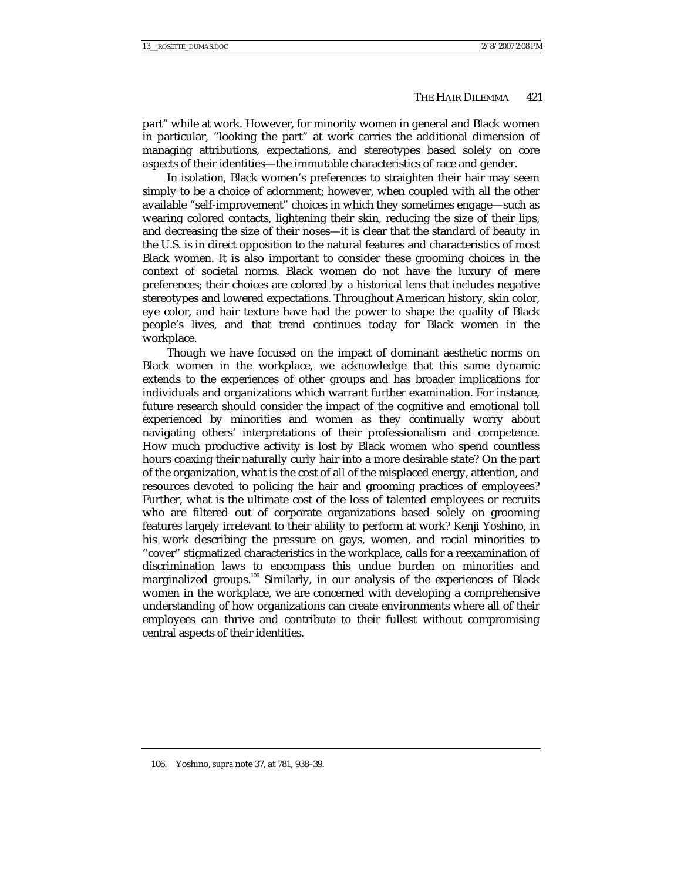part" while at work. However, for minority women in general and Black women in particular, "looking the part" at work carries the additional dimension of managing attributions, expectations, and stereotypes based solely on core aspects of their identities—the immutable characteristics of race and gender.

In isolation, Black women's preferences to straighten their hair may seem simply to be a choice of adornment; however, when coupled with all the other available "self-improvement" choices in which they sometimes engage—such as wearing colored contacts, lightening their skin, reducing the size of their lips, and decreasing the size of their noses—it is clear that the standard of beauty in the U.S. is in direct opposition to the natural features and characteristics of most Black women. It is also important to consider these grooming choices in the context of societal norms. Black women do not have the luxury of mere preferences; their choices are colored by a historical lens that includes negative stereotypes and lowered expectations. Throughout American history, skin color, eye color, and hair texture have had the power to shape the quality of Black people's lives, and that trend continues today for Black women in the workplace.

Though we have focused on the impact of dominant aesthetic norms on Black women in the workplace, we acknowledge that this same dynamic extends to the experiences of other groups and has broader implications for individuals and organizations which warrant further examination. For instance, future research should consider the impact of the cognitive and emotional toll experienced by minorities and women as they continually worry about navigating others' interpretations of their professionalism and competence. How much productive activity is lost by Black women who spend countless hours coaxing their naturally curly hair into a more desirable state? On the part of the organization, what is the cost of all of the misplaced energy, attention, and resources devoted to policing the hair and grooming practices of employees? Further, what is the ultimate cost of the loss of talented employees or recruits who are filtered out of corporate organizations based solely on grooming features largely irrelevant to their ability to perform at work? Kenji Yoshino, in his work describing the pressure on gays, women, and racial minorities to "cover" stigmatized characteristics in the workplace, calls for a reexamination of discrimination laws to encompass this undue burden on minorities and marginalized groups.[106] Similarly, in our analysis of the experiences of Black women in the workplace, we are concerned with developing a comprehensive understanding of how organizations can create environments where all of their employees can thrive and contribute to their fullest without compromising central aspects of their identities.

---

106. Yoshino, *supra* note 37, at 781, 938–39.